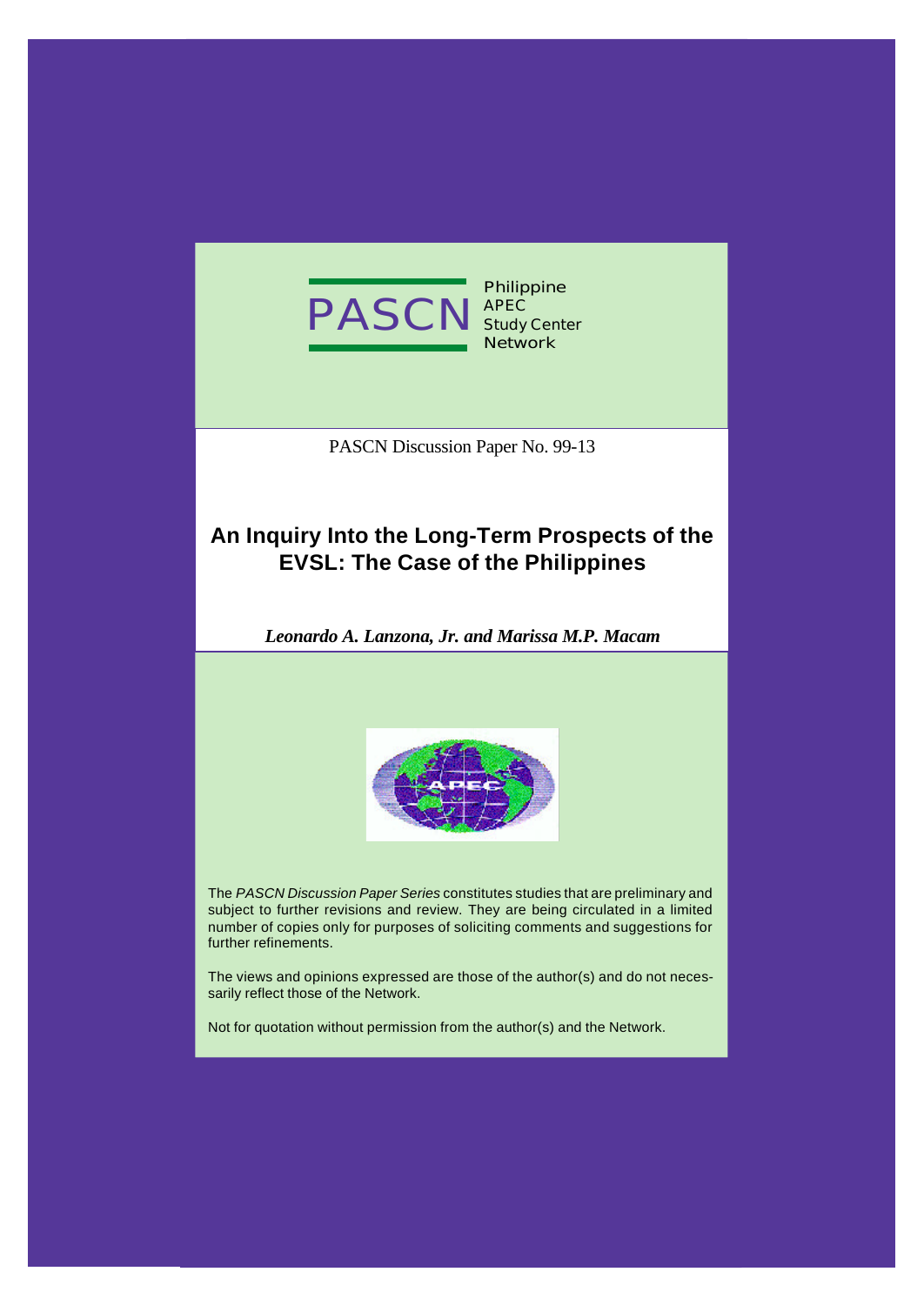PASCN Philippine APEC Study Center Network

PASCN Discussion Paper No. 99-13

# An Inquiry Into the Long-Term Prospects of the EVSL: The Case of the Philippines

***Leonardo A. Lanzona, Jr. and Marissa M.P. Macam***

The *PASCN Discussion Paper Series* constitutes studies that are preliminary and subject to further revisions and review. They are being circulated in a limited number of copies only for purposes of soliciting comments and suggestions for further refinements.

The views and opinions expressed are those of the author(s) and do not necessarily reflect those of the Network.

Not for quotation without permission from the author(s) and the Network.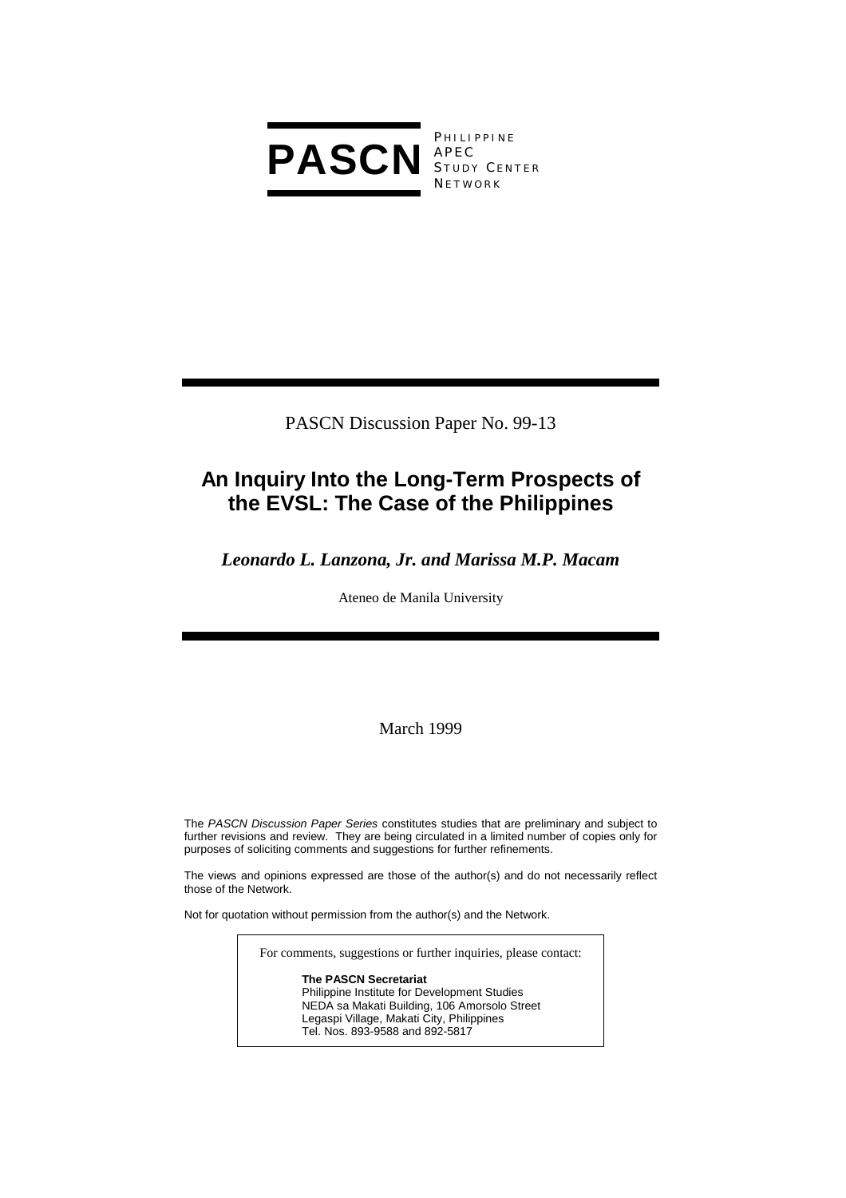**PASCN** PHILIPPINE APEC STUDY CENTER NETWORK

PASCN Discussion Paper No. 99-13

# An Inquiry Into the Long-Term Prospects of the EVSL: The Case of the Philippines

***Leonardo L. Lanzona, Jr. and Marissa M.P. Macam***

Ateneo de Manila University

March 1999

The *PASCN Discussion Paper Series* constitutes studies that are preliminary and subject to further revisions and review. They are being circulated in a limited number of copies only for purposes of soliciting comments and suggestions for further refinements.

The views and opinions expressed are those of the author(s) and do not necessarily reflect those of the Network.

Not for quotation without permission from the author(s) and the Network.

For comments, suggestions or further inquiries, please contact:

**The PASCN Secretariat**
Philippine Institute for Development Studies
NEDA sa Makati Building, 106 Amorsolo Street
Legaspi Village, Makati City, Philippines
Tel. Nos. 893-9588 and 892-5817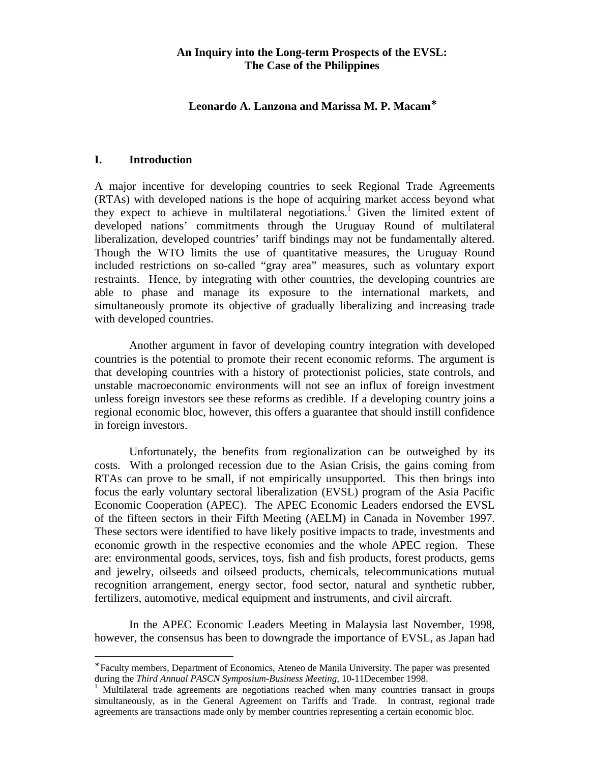**An Inquiry into the Long-term Prospects of the EVSL:**
**The Case of the Philippines**

**Leonardo A. Lanzona and Marissa M. P. Macam***

## I. Introduction

A major incentive for developing countries to seek Regional Trade Agreements (RTAs) with developed nations is the hope of acquiring market access beyond what they expect to achieve in multilateral negotiations.[1] Given the limited extent of developed nations' commitments through the Uruguay Round of multilateral liberalization, developed countries' tariff bindings may not be fundamentally altered. Though the WTO limits the use of quantitative measures, the Uruguay Round included restrictions on so-called "gray area" measures, such as voluntary export restraints. Hence, by integrating with other countries, the developing countries are able to phase and manage its exposure to the international markets, and simultaneously promote its objective of gradually liberalizing and increasing trade with developed countries.

Another argument in favor of developing country integration with developed countries is the potential to promote their recent economic reforms. The argument is that developing countries with a history of protectionist policies, state controls, and unstable macroeconomic environments will not see an influx of foreign investment unless foreign investors see these reforms as credible. If a developing country joins a regional economic bloc, however, this offers a guarantee that should instill confidence in foreign investors.

Unfortunately, the benefits from regionalization can be outweighed by its costs. With a prolonged recession due to the Asian Crisis, the gains coming from RTAs can prove to be small, if not empirically unsupported. This then brings into focus the early voluntary sectoral liberalization (EVSL) program of the Asia Pacific Economic Cooperation (APEC). The APEC Economic Leaders endorsed the EVSL of the fifteen sectors in their Fifth Meeting (AELM) in Canada in November 1997. These sectors were identified to have likely positive impacts to trade, investments and economic growth in the respective economies and the whole APEC region. These are: environmental goods, services, toys, fish and fish products, forest products, gems and jewelry, oilseeds and oilseed products, chemicals, telecommunications mutual recognition arrangement, energy sector, food sector, natural and synthetic rubber, fertilizers, automotive, medical equipment and instruments, and civil aircraft.

In the APEC Economic Leaders Meeting in Malaysia last November, 1998, however, the consensus has been to downgrade the importance of EVSL, as Japan had

---

* Faculty members, Department of Economics, Ateneo de Manila University. The paper was presented during the *Third Annual PASCN Symposium-Business Meeting*, 10-11December 1998.

[1] Multilateral trade agreements are negotiations reached when many countries transact in groups simultaneously, as in the General Agreement on Tariffs and Trade. In contrast, regional trade agreements are transactions made only by member countries representing a certain economic bloc.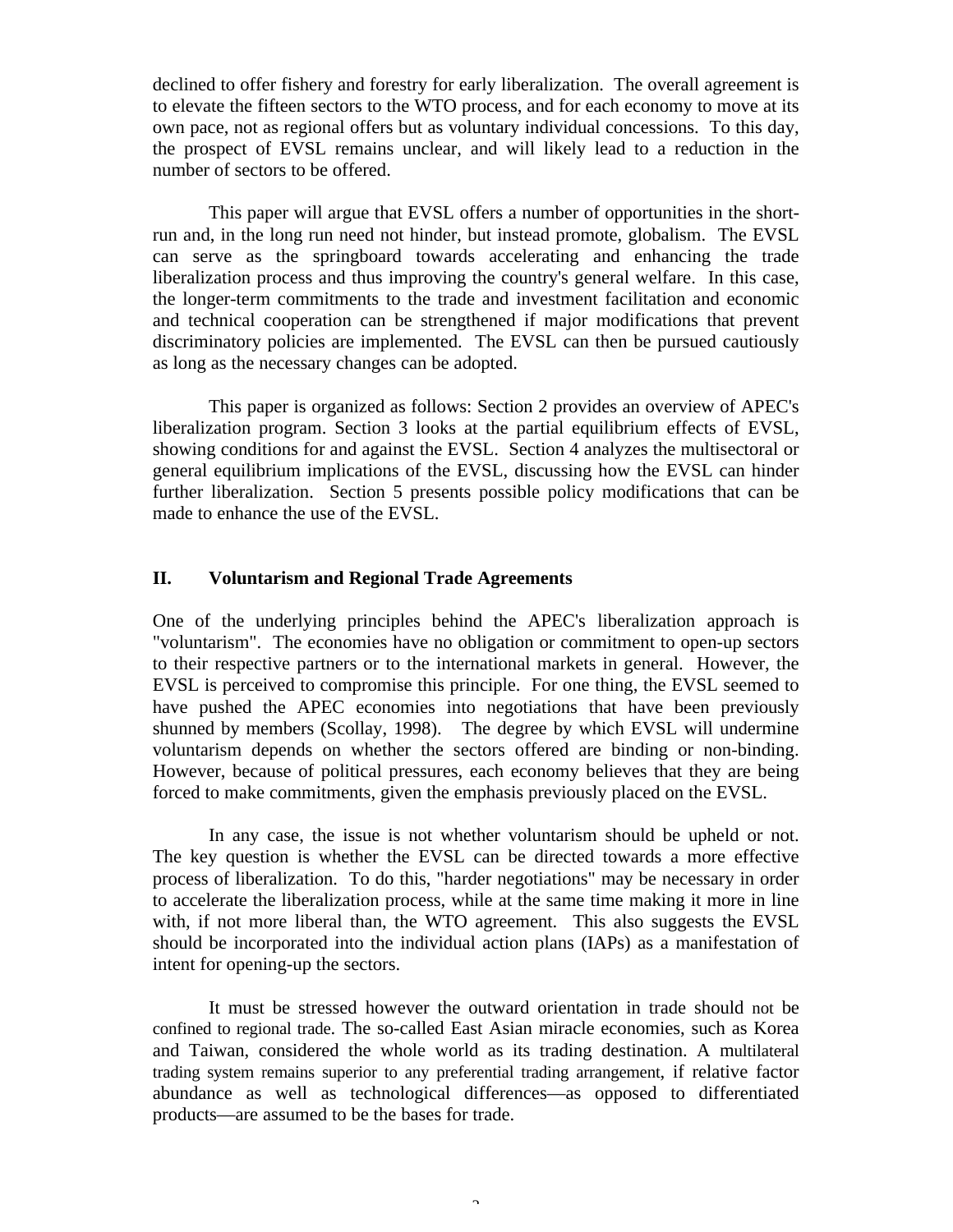declined to offer fishery and forestry for early liberalization. The overall agreement is to elevate the fifteen sectors to the WTO process, and for each economy to move at its own pace, not as regional offers but as voluntary individual concessions. To this day, the prospect of EVSL remains unclear, and will likely lead to a reduction in the number of sectors to be offered.

This paper will argue that EVSL offers a number of opportunities in the short-run and, in the long run need not hinder, but instead promote, globalism. The EVSL can serve as the springboard towards accelerating and enhancing the trade liberalization process and thus improving the country's general welfare. In this case, the longer-term commitments to the trade and investment facilitation and economic and technical cooperation can be strengthened if major modifications that prevent discriminatory policies are implemented. The EVSL can then be pursued cautiously as long as the necessary changes can be adopted.

This paper is organized as follows: Section 2 provides an overview of APEC's liberalization program. Section 3 looks at the partial equilibrium effects of EVSL, showing conditions for and against the EVSL. Section 4 analyzes the multisectoral or general equilibrium implications of the EVSL, discussing how the EVSL can hinder further liberalization. Section 5 presents possible policy modifications that can be made to enhance the use of the EVSL.

## II. Voluntarism and Regional Trade Agreements

One of the underlying principles behind the APEC's liberalization approach is "voluntarism". The economies have no obligation or commitment to open-up sectors to their respective partners or to the international markets in general. However, the EVSL is perceived to compromise this principle. For one thing, the EVSL seemed to have pushed the APEC economies into negotiations that have been previously shunned by members (Scollay, 1998). The degree by which EVSL will undermine voluntarism depends on whether the sectors offered are binding or non-binding. However, because of political pressures, each economy believes that they are being forced to make commitments, given the emphasis previously placed on the EVSL.

In any case, the issue is not whether voluntarism should be upheld or not. The key question is whether the EVSL can be directed towards a more effective process of liberalization. To do this, "harder negotiations" may be necessary in order to accelerate the liberalization process, while at the same time making it more in line with, if not more liberal than, the WTO agreement. This also suggests the EVSL should be incorporated into the individual action plans (IAPs) as a manifestation of intent for opening-up the sectors.

It must be stressed however the outward orientation in trade should not be confined to regional trade. The so-called East Asian miracle economies, such as Korea and Taiwan, considered the whole world as its trading destination. A multilateral trading system remains superior to any preferential trading arrangement, if relative factor abundance as well as technological differences—as opposed to differentiated products—are assumed to be the bases for trade.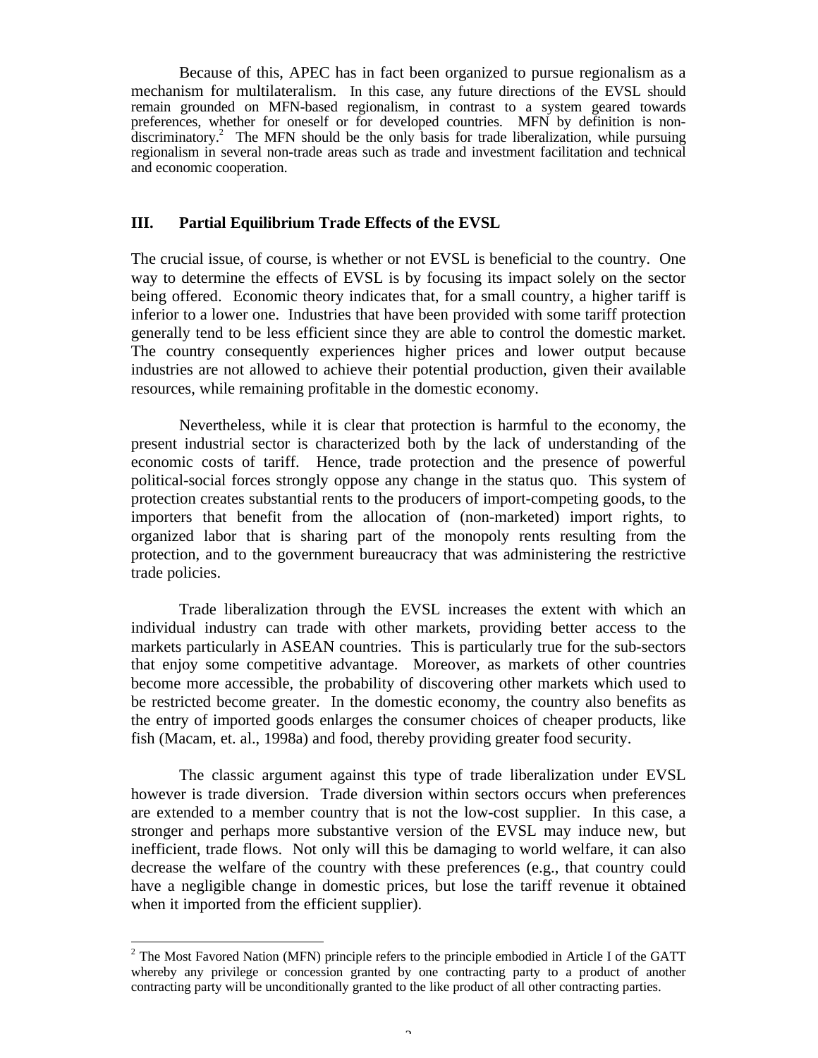Because of this, APEC has in fact been organized to pursue regionalism as a mechanism for multilateralism. In this case, any future directions of the EVSL should remain grounded on MFN-based regionalism, in contrast to a system geared towards preferences, whether for oneself or for developed countries. MFN by definition is non-discriminatory.[2] The MFN should be the only basis for trade liberalization, while pursuing regionalism in several non-trade areas such as trade and investment facilitation and technical and economic cooperation.

## III. Partial Equilibrium Trade Effects of the EVSL

The crucial issue, of course, is whether or not EVSL is beneficial to the country. One way to determine the effects of EVSL is by focusing its impact solely on the sector being offered. Economic theory indicates that, for a small country, a higher tariff is inferior to a lower one. Industries that have been provided with some tariff protection generally tend to be less efficient since they are able to control the domestic market. The country consequently experiences higher prices and lower output because industries are not allowed to achieve their potential production, given their available resources, while remaining profitable in the domestic economy.

Nevertheless, while it is clear that protection is harmful to the economy, the present industrial sector is characterized both by the lack of understanding of the economic costs of tariff. Hence, trade protection and the presence of powerful political-social forces strongly oppose any change in the status quo. This system of protection creates substantial rents to the producers of import-competing goods, to the importers that benefit from the allocation of (non-marketed) import rights, to organized labor that is sharing part of the monopoly rents resulting from the protection, and to the government bureaucracy that was administering the restrictive trade policies.

Trade liberalization through the EVSL increases the extent with which an individual industry can trade with other markets, providing better access to the markets particularly in ASEAN countries. This is particularly true for the sub-sectors that enjoy some competitive advantage. Moreover, as markets of other countries become more accessible, the probability of discovering other markets which used to be restricted become greater. In the domestic economy, the country also benefits as the entry of imported goods enlarges the consumer choices of cheaper products, like fish (Macam, et. al., 1998a) and food, thereby providing greater food security.

The classic argument against this type of trade liberalization under EVSL however is trade diversion. Trade diversion within sectors occurs when preferences are extended to a member country that is not the low-cost supplier. In this case, a stronger and perhaps more substantive version of the EVSL may induce new, but inefficient, trade flows. Not only will this be damaging to world welfare, it can also decrease the welfare of the country with these preferences (e.g., that country could have a negligible change in domestic prices, but lose the tariff revenue it obtained when it imported from the efficient supplier).

[2] The Most Favored Nation (MFN) principle refers to the principle embodied in Article I of the GATT whereby any privilege or concession granted by one contracting party to a product of another contracting party will be unconditionally granted to the like product of all other contracting parties.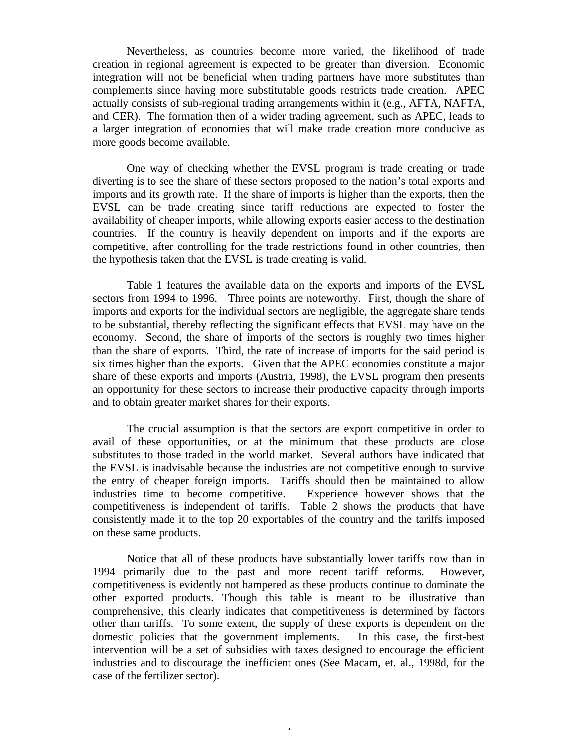Nevertheless, as countries become more varied, the likelihood of trade creation in regional agreement is expected to be greater than diversion. Economic integration will not be beneficial when trading partners have more substitutes than complements since having more substitutable goods restricts trade creation. APEC actually consists of sub-regional trading arrangements within it (e.g., AFTA, NAFTA, and CER). The formation then of a wider trading agreement, such as APEC, leads to a larger integration of economies that will make trade creation more conducive as more goods become available.

One way of checking whether the EVSL program is trade creating or trade diverting is to see the share of these sectors proposed to the nation's total exports and imports and its growth rate. If the share of imports is higher than the exports, then the EVSL can be trade creating since tariff reductions are expected to foster the availability of cheaper imports, while allowing exports easier access to the destination countries. If the country is heavily dependent on imports and if the exports are competitive, after controlling for the trade restrictions found in other countries, then the hypothesis taken that the EVSL is trade creating is valid.

Table 1 features the available data on the exports and imports of the EVSL sectors from 1994 to 1996. Three points are noteworthy. First, though the share of imports and exports for the individual sectors are negligible, the aggregate share tends to be substantial, thereby reflecting the significant effects that EVSL may have on the economy. Second, the share of imports of the sectors is roughly two times higher than the share of exports. Third, the rate of increase of imports for the said period is six times higher than the exports. Given that the APEC economies constitute a major share of these exports and imports (Austria, 1998), the EVSL program then presents an opportunity for these sectors to increase their productive capacity through imports and to obtain greater market shares for their exports.

The crucial assumption is that the sectors are export competitive in order to avail of these opportunities, or at the minimum that these products are close substitutes to those traded in the world market. Several authors have indicated that the EVSL is inadvisable because the industries are not competitive enough to survive the entry of cheaper foreign imports. Tariffs should then be maintained to allow industries time to become competitive. Experience however shows that the competitiveness is independent of tariffs. Table 2 shows the products that have consistently made it to the top 20 exportables of the country and the tariffs imposed on these same products.

Notice that all of these products have substantially lower tariffs now than in 1994 primarily due to the past and more recent tariff reforms. However, competitiveness is evidently not hampered as these products continue to dominate the other exported products. Though this table is meant to be illustrative than comprehensive, this clearly indicates that competitiveness is determined by factors other than tariffs. To some extent, the supply of these exports is dependent on the domestic policies that the government implements. In this case, the first-best intervention will be a set of subsidies with taxes designed to encourage the efficient industries and to discourage the inefficient ones (See Macam, et. al., 1998d, for the case of the fertilizer sector).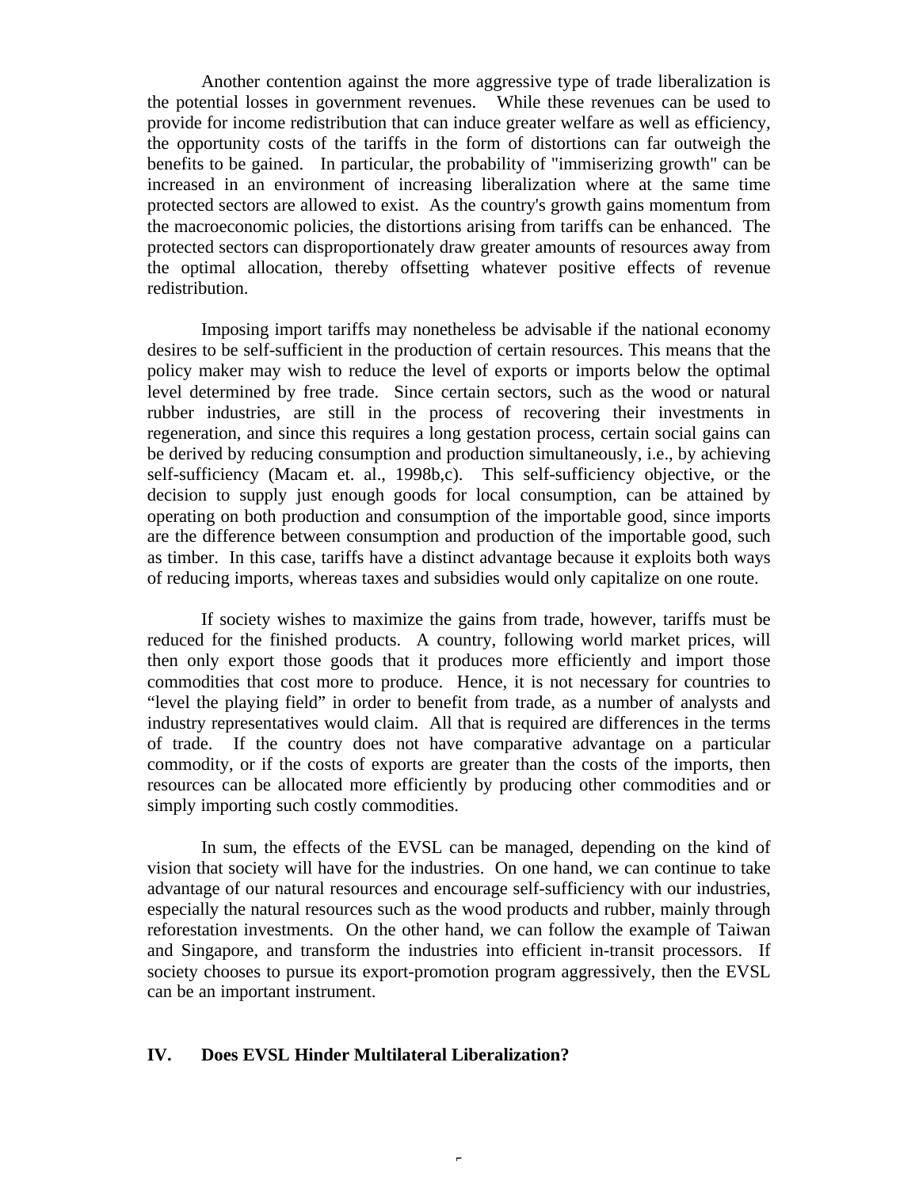Another contention against the more aggressive type of trade liberalization is the potential losses in government revenues. While these revenues can be used to provide for income redistribution that can induce greater welfare as well as efficiency, the opportunity costs of the tariffs in the form of distortions can far outweigh the benefits to be gained. In particular, the probability of "immiserizing growth" can be increased in an environment of increasing liberalization where at the same time protected sectors are allowed to exist. As the country's growth gains momentum from the macroeconomic policies, the distortions arising from tariffs can be enhanced. The protected sectors can disproportionately draw greater amounts of resources away from the optimal allocation, thereby offsetting whatever positive effects of revenue redistribution.

Imposing import tariffs may nonetheless be advisable if the national economy desires to be self-sufficient in the production of certain resources. This means that the policy maker may wish to reduce the level of exports or imports below the optimal level determined by free trade. Since certain sectors, such as the wood or natural rubber industries, are still in the process of recovering their investments in regeneration, and since this requires a long gestation process, certain social gains can be derived by reducing consumption and production simultaneously, i.e., by achieving self-sufficiency (Macam et. al., 1998b,c). This self-sufficiency objective, or the decision to supply just enough goods for local consumption, can be attained by operating on both production and consumption of the importable good, since imports are the difference between consumption and production of the importable good, such as timber. In this case, tariffs have a distinct advantage because it exploits both ways of reducing imports, whereas taxes and subsidies would only capitalize on one route.

If society wishes to maximize the gains from trade, however, tariffs must be reduced for the finished products. A country, following world market prices, will then only export those goods that it produces more efficiently and import those commodities that cost more to produce. Hence, it is not necessary for countries to "level the playing field" in order to benefit from trade, as a number of analysts and industry representatives would claim. All that is required are differences in the terms of trade. If the country does not have comparative advantage on a particular commodity, or if the costs of exports are greater than the costs of the imports, then resources can be allocated more efficiently by producing other commodities and or simply importing such costly commodities.

In sum, the effects of the EVSL can be managed, depending on the kind of vision that society will have for the industries. On one hand, we can continue to take advantage of our natural resources and encourage self-sufficiency with our industries, especially the natural resources such as the wood products and rubber, mainly through reforestation investments. On the other hand, we can follow the example of Taiwan and Singapore, and transform the industries into efficient in-transit processors. If society chooses to pursue its export-promotion program aggressively, then the EVSL can be an important instrument.

## IV. Does EVSL Hinder Multilateral Liberalization?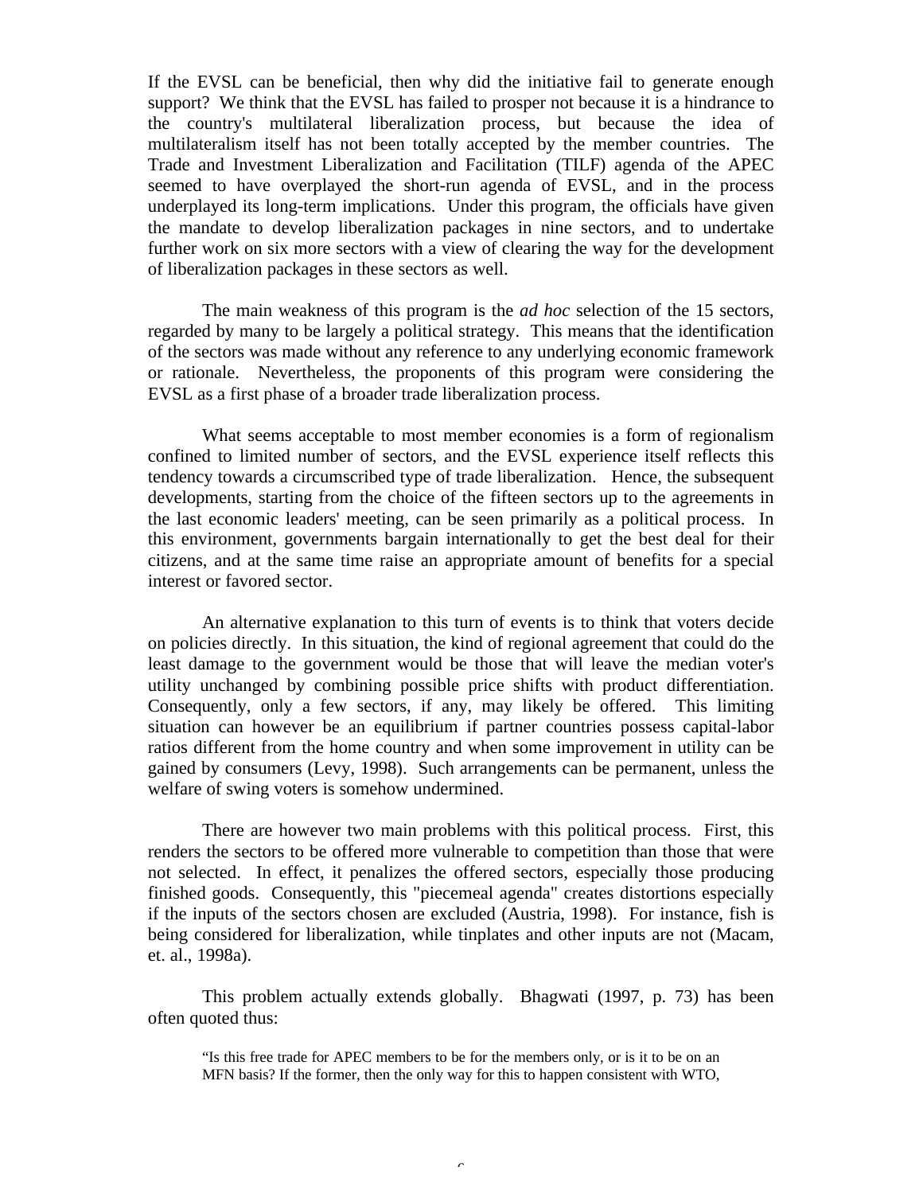If the EVSL can be beneficial, then why did the initiative fail to generate enough support? We think that the EVSL has failed to prosper not because it is a hindrance to the country's multilateral liberalization process, but because the idea of multilateralism itself has not been totally accepted by the member countries. The Trade and Investment Liberalization and Facilitation (TILF) agenda of the APEC seemed to have overplayed the short-run agenda of EVSL, and in the process underplayed its long-term implications. Under this program, the officials have given the mandate to develop liberalization packages in nine sectors, and to undertake further work on six more sectors with a view of clearing the way for the development of liberalization packages in these sectors as well.

The main weakness of this program is the *ad hoc* selection of the 15 sectors, regarded by many to be largely a political strategy. This means that the identification of the sectors was made without any reference to any underlying economic framework or rationale. Nevertheless, the proponents of this program were considering the EVSL as a first phase of a broader trade liberalization process.

What seems acceptable to most member economies is a form of regionalism confined to limited number of sectors, and the EVSL experience itself reflects this tendency towards a circumscribed type of trade liberalization. Hence, the subsequent developments, starting from the choice of the fifteen sectors up to the agreements in the last economic leaders' meeting, can be seen primarily as a political process. In this environment, governments bargain internationally to get the best deal for their citizens, and at the same time raise an appropriate amount of benefits for a special interest or favored sector.

An alternative explanation to this turn of events is to think that voters decide on policies directly. In this situation, the kind of regional agreement that could do the least damage to the government would be those that will leave the median voter's utility unchanged by combining possible price shifts with product differentiation. Consequently, only a few sectors, if any, may likely be offered. This limiting situation can however be an equilibrium if partner countries possess capital-labor ratios different from the home country and when some improvement in utility can be gained by consumers (Levy, 1998). Such arrangements can be permanent, unless the welfare of swing voters is somehow undermined.

There are however two main problems with this political process. First, this renders the sectors to be offered more vulnerable to competition than those that were not selected. In effect, it penalizes the offered sectors, especially those producing finished goods. Consequently, this "piecemeal agenda" creates distortions especially if the inputs of the sectors chosen are excluded (Austria, 1998). For instance, fish is being considered for liberalization, while tinplates and other inputs are not (Macam, et. al., 1998a).

This problem actually extends globally. Bhagwati (1997, p. 73) has been often quoted thus:

> "Is this free trade for APEC members to be for the members only, or is it to be on an MFN basis? If the former, then the only way for this to happen consistent with WTO,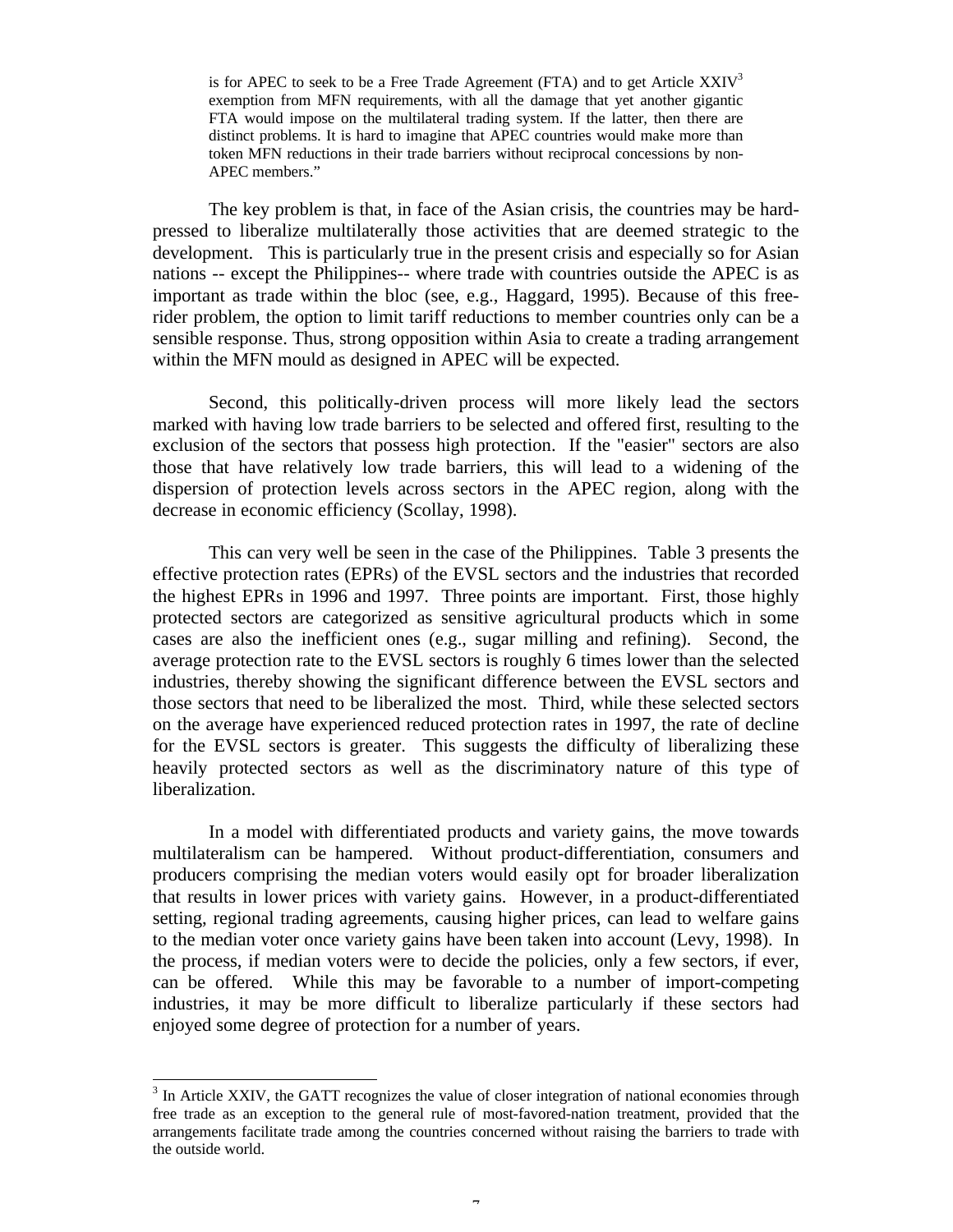> is for APEC to seek to be a Free Trade Agreement (FTA) and to get Article XXIV[3] exemption from MFN requirements, with all the damage that yet another gigantic FTA would impose on the multilateral trading system. If the latter, then there are distinct problems. It is hard to imagine that APEC countries would make more than token MFN reductions in their trade barriers without reciprocal concessions by non-APEC members."

The key problem is that, in face of the Asian crisis, the countries may be hard-pressed to liberalize multilaterally those activities that are deemed strategic to the development. This is particularly true in the present crisis and especially so for Asian nations -- except the Philippines-- where trade with countries outside the APEC is as important as trade within the bloc (see, e.g., Haggard, 1995). Because of this free-rider problem, the option to limit tariff reductions to member countries only can be a sensible response. Thus, strong opposition within Asia to create a trading arrangement within the MFN mould as designed in APEC will be expected.

Second, this politically-driven process will more likely lead the sectors marked with having low trade barriers to be selected and offered first, resulting to the exclusion of the sectors that possess high protection. If the "easier" sectors are also those that have relatively low trade barriers, this will lead to a widening of the dispersion of protection levels across sectors in the APEC region, along with the decrease in economic efficiency (Scollay, 1998).

This can very well be seen in the case of the Philippines. Table 3 presents the effective protection rates (EPRs) of the EVSL sectors and the industries that recorded the highest EPRs in 1996 and 1997. Three points are important. First, those highly protected sectors are categorized as sensitive agricultural products which in some cases are also the inefficient ones (e.g., sugar milling and refining). Second, the average protection rate to the EVSL sectors is roughly 6 times lower than the selected industries, thereby showing the significant difference between the EVSL sectors and those sectors that need to be liberalized the most. Third, while these selected sectors on the average have experienced reduced protection rates in 1997, the rate of decline for the EVSL sectors is greater. This suggests the difficulty of liberalizing these heavily protected sectors as well as the discriminatory nature of this type of liberalization.

In a model with differentiated products and variety gains, the move towards multilateralism can be hampered. Without product-differentiation, consumers and producers comprising the median voters would easily opt for broader liberalization that results in lower prices with variety gains. However, in a product-differentiated setting, regional trading agreements, causing higher prices, can lead to welfare gains to the median voter once variety gains have been taken into account (Levy, 1998). In the process, if median voters were to decide the policies, only a few sectors, if ever, can be offered. While this may be favorable to a number of import-competing industries, it may be more difficult to liberalize particularly if these sectors had enjoyed some degree of protection for a number of years.

[3] In Article XXIV, the GATT recognizes the value of closer integration of national economies through free trade as an exception to the general rule of most-favored-nation treatment, provided that the arrangements facilitate trade among the countries concerned without raising the barriers to trade with the outside world.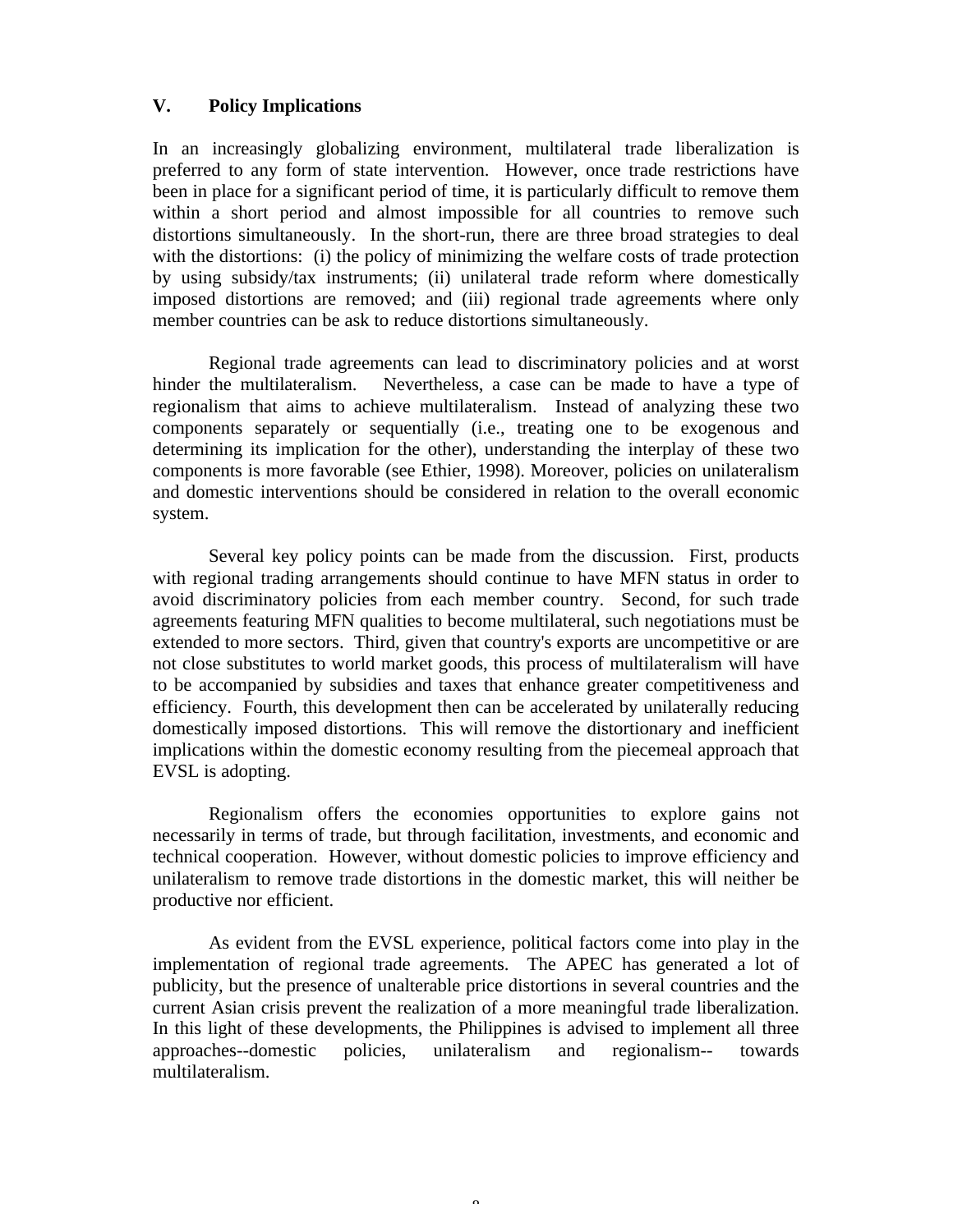## V. Policy Implications

In an increasingly globalizing environment, multilateral trade liberalization is preferred to any form of state intervention. However, once trade restrictions have been in place for a significant period of time, it is particularly difficult to remove them within a short period and almost impossible for all countries to remove such distortions simultaneously. In the short-run, there are three broad strategies to deal with the distortions: (i) the policy of minimizing the welfare costs of trade protection by using subsidy/tax instruments; (ii) unilateral trade reform where domestically imposed distortions are removed; and (iii) regional trade agreements where only member countries can be ask to reduce distortions simultaneously.

Regional trade agreements can lead to discriminatory policies and at worst hinder the multilateralism. Nevertheless, a case can be made to have a type of regionalism that aims to achieve multilateralism. Instead of analyzing these two components separately or sequentially (i.e., treating one to be exogenous and determining its implication for the other), understanding the interplay of these two components is more favorable (see Ethier, 1998). Moreover, policies on unilateralism and domestic interventions should be considered in relation to the overall economic system.

Several key policy points can be made from the discussion. First, products with regional trading arrangements should continue to have MFN status in order to avoid discriminatory policies from each member country. Second, for such trade agreements featuring MFN qualities to become multilateral, such negotiations must be extended to more sectors. Third, given that country's exports are uncompetitive or are not close substitutes to world market goods, this process of multilateralism will have to be accompanied by subsidies and taxes that enhance greater competitiveness and efficiency. Fourth, this development then can be accelerated by unilaterally reducing domestically imposed distortions. This will remove the distortionary and inefficient implications within the domestic economy resulting from the piecemeal approach that EVSL is adopting.

Regionalism offers the economies opportunities to explore gains not necessarily in terms of trade, but through facilitation, investments, and economic and technical cooperation. However, without domestic policies to improve efficiency and unilateralism to remove trade distortions in the domestic market, this will neither be productive nor efficient.

As evident from the EVSL experience, political factors come into play in the implementation of regional trade agreements. The APEC has generated a lot of publicity, but the presence of unalterable price distortions in several countries and the current Asian crisis prevent the realization of a more meaningful trade liberalization. In this light of these developments, the Philippines is advised to implement all three approaches--domestic policies, unilateralism and regionalism-- towards multilateralism.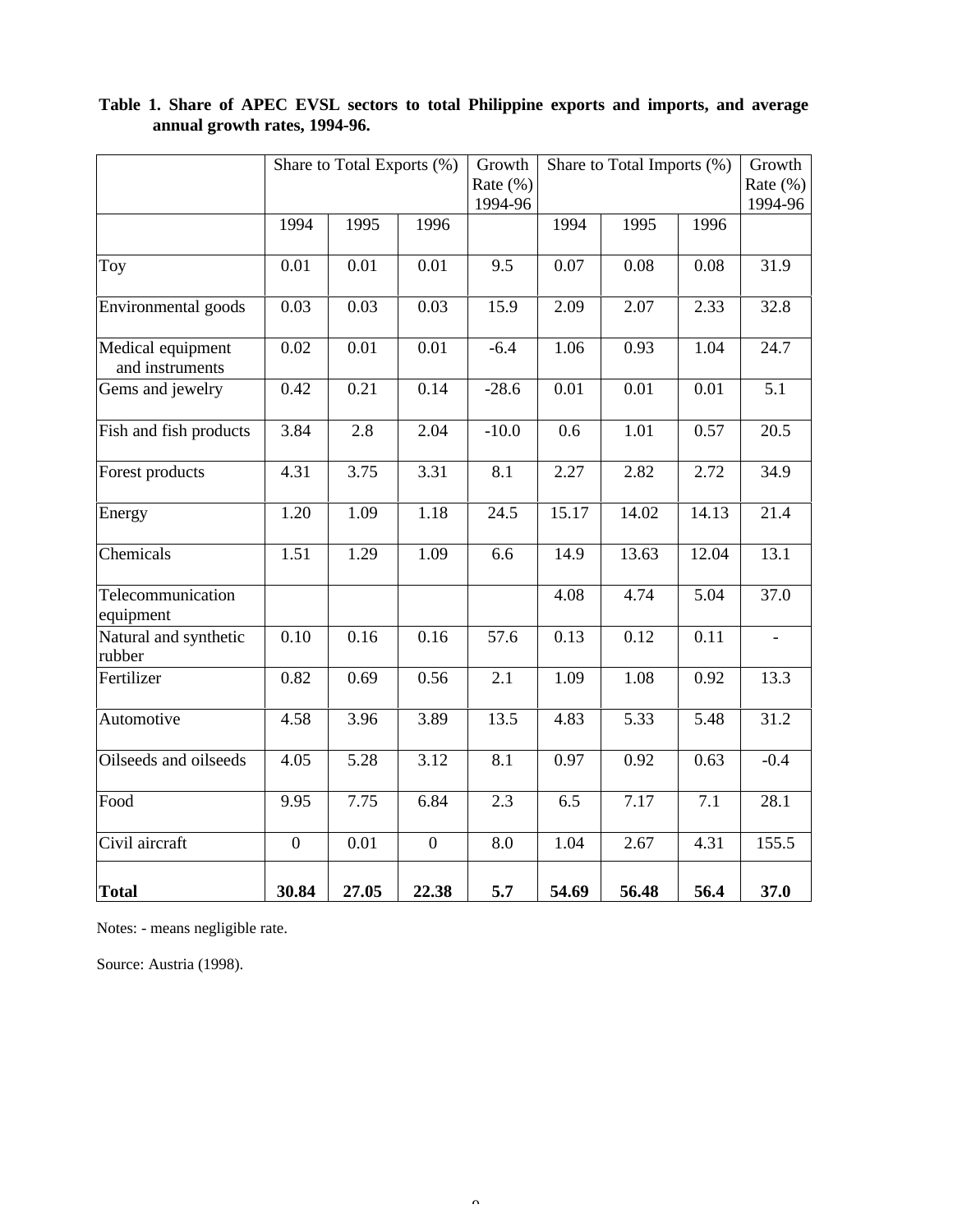**Table 1. Share of APEC EVSL sectors to total Philippine exports and imports, and average annual growth rates, 1994-96.**

| | Share to Total Exports (%) | | | Growth Rate (%) 1994-96 | Share to Total Imports (%) | | | Growth Rate (%) 1994-96 |
|---|---|---|---|---|---|---|---|---|
| | 1994 | 1995 | 1996 | | 1994 | 1995 | 1996 | |
| Toy | 0.01 | 0.01 | 0.01 | 9.5 | 0.07 | 0.08 | 0.08 | 31.9 |
| Environmental goods | 0.03 | 0.03 | 0.03 | 15.9 | 2.09 | 2.07 | 2.33 | 32.8 |
| Medical equipment and instruments | 0.02 | 0.01 | 0.01 | -6.4 | 1.06 | 0.93 | 1.04 | 24.7 |
| Gems and jewelry | 0.42 | 0.21 | 0.14 | -28.6 | 0.01 | 0.01 | 0.01 | 5.1 |
| Fish and fish products | 3.84 | 2.8 | 2.04 | -10.0 | 0.6 | 1.01 | 0.57 | 20.5 |
| Forest products | 4.31 | 3.75 | 3.31 | 8.1 | 2.27 | 2.82 | 2.72 | 34.9 |
| Energy | 1.20 | 1.09 | 1.18 | 24.5 | 15.17 | 14.02 | 14.13 | 21.4 |
| Chemicals | 1.51 | 1.29 | 1.09 | 6.6 | 14.9 | 13.63 | 12.04 | 13.1 |
| Telecommunication equipment | | | | | 4.08 | 4.74 | 5.04 | 37.0 |
| Natural and synthetic rubber | 0.10 | 0.16 | 0.16 | 57.6 | 0.13 | 0.12 | 0.11 | - |
| Fertilizer | 0.82 | 0.69 | 0.56 | 2.1 | 1.09 | 1.08 | 0.92 | 13.3 |
| Automotive | 4.58 | 3.96 | 3.89 | 13.5 | 4.83 | 5.33 | 5.48 | 31.2 |
| Oilseeds and oilseeds | 4.05 | 5.28 | 3.12 | 8.1 | 0.97 | 0.92 | 0.63 | -0.4 |
| Food | 9.95 | 7.75 | 6.84 | 2.3 | 6.5 | 7.17 | 7.1 | 28.1 |
| Civil aircraft | 0 | 0.01 | 0 | 8.0 | 1.04 | 2.67 | 4.31 | 155.5 |
| **Total** | **30.84** | **27.05** | **22.38** | **5.7** | **54.69** | **56.48** | **56.4** | **37.0** |

Notes: - means negligible rate.

Source: Austria (1998).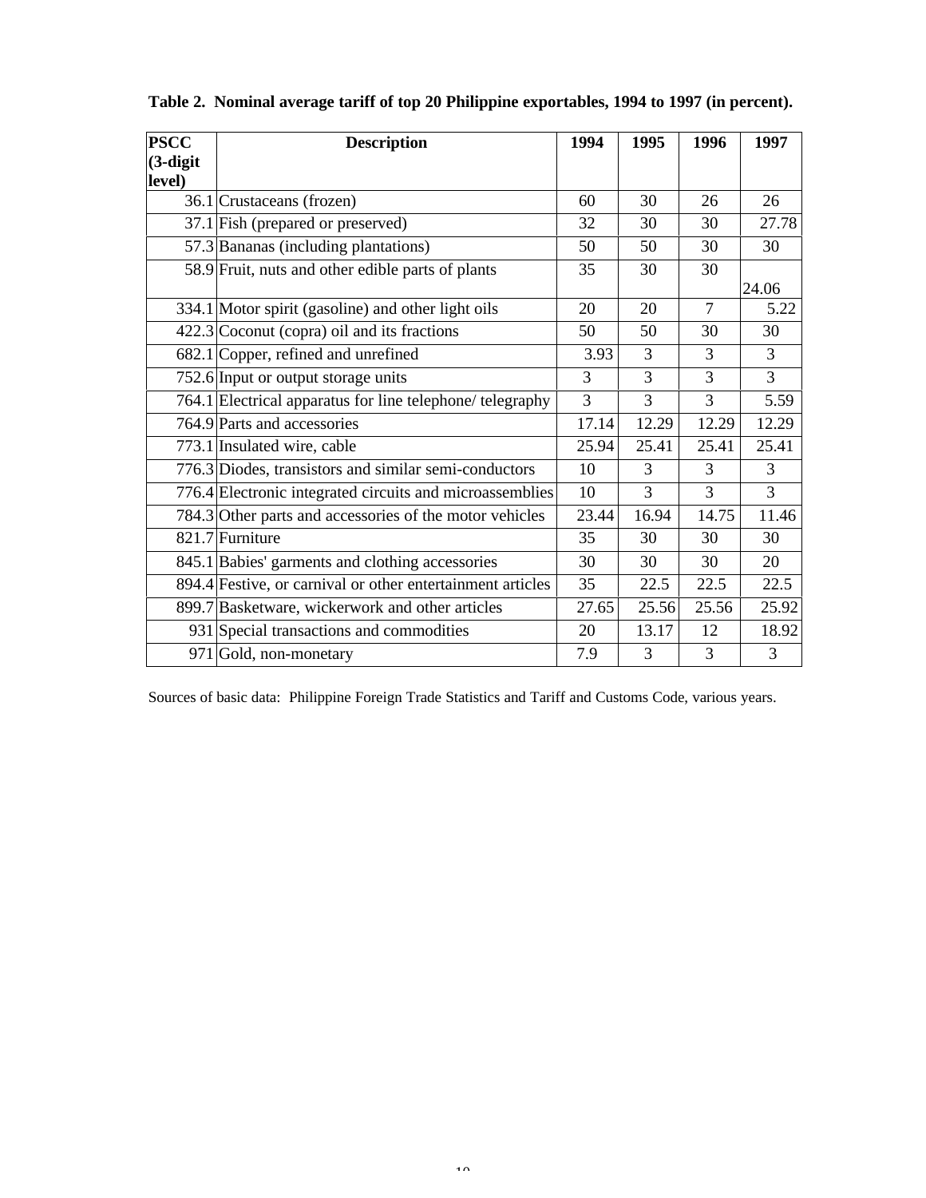**Table 2. Nominal average tariff of top 20 Philippine exportables, 1994 to 1997 (in percent).**

| PSCC (3-digit level) | Description | 1994 | 1995 | 1996 | 1997 |
|---|---|---|---|---|---|
| 36.1 | Crustaceans (frozen) | 60 | 30 | 26 | 26 |
| 37.1 | Fish (prepared or preserved) | 32 | 30 | 30 | 27.78 |
| 57.3 | Bananas (including plantations) | 50 | 50 | 30 | 30 |
| 58.9 | Fruit, nuts and other edible parts of plants | 35 | 30 | 30 | 24.06 |
| 334.1 | Motor spirit (gasoline) and other light oils | 20 | 20 | 7 | 5.22 |
| 422.3 | Coconut (copra) oil and its fractions | 50 | 50 | 30 | 30 |
| 682.1 | Copper, refined and unrefined | 3.93 | 3 | 3 | 3 |
| 752.6 | Input or output storage units | 3 | 3 | 3 | 3 |
| 764.1 | Electrical apparatus for line telephone/ telegraphy | 3 | 3 | 3 | 5.59 |
| 764.9 | Parts and accessories | 17.14 | 12.29 | 12.29 | 12.29 |
| 773.1 | Insulated wire, cable | 25.94 | 25.41 | 25.41 | 25.41 |
| 776.3 | Diodes, transistors and similar semi-conductors | 10 | 3 | 3 | 3 |
| 776.4 | Electronic integrated circuits and microassemblies | 10 | 3 | 3 | 3 |
| 784.3 | Other parts and accessories of the motor vehicles | 23.44 | 16.94 | 14.75 | 11.46 |
| 821.7 | Furniture | 35 | 30 | 30 | 30 |
| 845.1 | Babies' garments and clothing accessories | 30 | 30 | 30 | 20 |
| 894.4 | Festive, or carnival or other entertainment articles | 35 | 22.5 | 22.5 | 22.5 |
| 899.7 | Basketware, wickerwork and other articles | 27.65 | 25.56 | 25.56 | 25.92 |
| 931 | Special transactions and commodities | 20 | 13.17 | 12 | 18.92 |
| 971 | Gold, non-monetary | 7.9 | 3 | 3 | 3 |

Sources of basic data: Philippine Foreign Trade Statistics and Tariff and Customs Code, various years.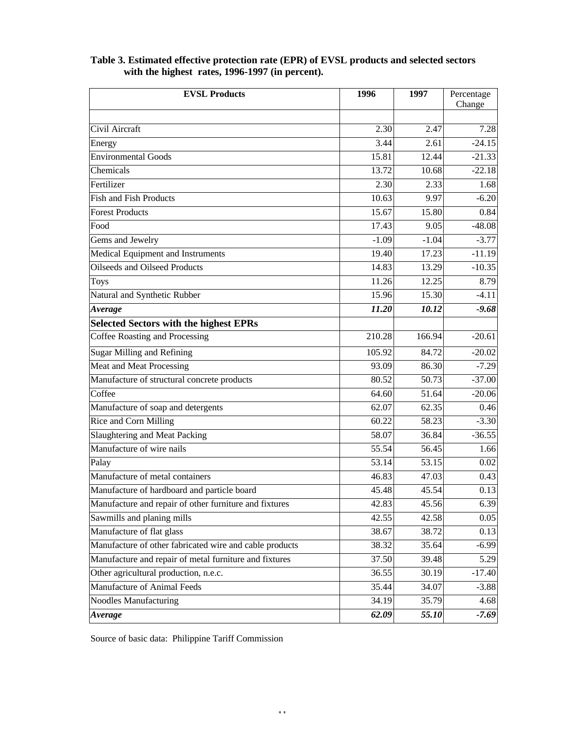**Table 3. Estimated effective protection rate (EPR) of EVSL products and selected sectors with the highest rates, 1996-1997 (in percent).**

| EVSL Products | 1996 | 1997 | Percentage Change |
|---|---|---|---|
| | | | |
| Civil Aircraft | 2.30 | 2.47 | 7.28 |
| Energy | 3.44 | 2.61 | -24.15 |
| Environmental Goods | 15.81 | 12.44 | -21.33 |
| Chemicals | 13.72 | 10.68 | -22.18 |
| Fertilizer | 2.30 | 2.33 | 1.68 |
| Fish and Fish Products | 10.63 | 9.97 | -6.20 |
| Forest Products | 15.67 | 15.80 | 0.84 |
| Food | 17.43 | 9.05 | -48.08 |
| Gems and Jewelry | -1.09 | -1.04 | -3.77 |
| Medical Equipment and Instruments | 19.40 | 17.23 | -11.19 |
| Oilseeds and Oilseed Products | 14.83 | 13.29 | -10.35 |
| Toys | 11.26 | 12.25 | 8.79 |
| Natural and Synthetic Rubber | 15.96 | 15.30 | -4.11 |
| ***Average*** | ***11.20*** | ***10.12*** | ***-9.68*** |
| **Selected Sectors with the highest EPRs** | | | |
| Coffee Roasting and Processing | 210.28 | 166.94 | -20.61 |
| Sugar Milling and Refining | 105.92 | 84.72 | -20.02 |
| Meat and Meat Processing | 93.09 | 86.30 | -7.29 |
| Manufacture of structural concrete products | 80.52 | 50.73 | -37.00 |
| Coffee | 64.60 | 51.64 | -20.06 |
| Manufacture of soap and detergents | 62.07 | 62.35 | 0.46 |
| Rice and Corn Milling | 60.22 | 58.23 | -3.30 |
| Slaughtering and Meat Packing | 58.07 | 36.84 | -36.55 |
| Manufacture of wire nails | 55.54 | 56.45 | 1.66 |
| Palay | 53.14 | 53.15 | 0.02 |
| Manufacture of metal containers | 46.83 | 47.03 | 0.43 |
| Manufacture of hardboard and particle board | 45.48 | 45.54 | 0.13 |
| Manufacture and repair of other furniture and fixtures | 42.83 | 45.56 | 6.39 |
| Sawmills and planing mills | 42.55 | 42.58 | 0.05 |
| Manufacture of flat glass | 38.67 | 38.72 | 0.13 |
| Manufacture of other fabricated wire and cable products | 38.32 | 35.64 | -6.99 |
| Manufacture and repair of metal furniture and fixtures | 37.50 | 39.48 | 5.29 |
| Other agricultural production, n.e.c. | 36.55 | 30.19 | -17.40 |
| Manufacture of Animal Feeds | 35.44 | 34.07 | -3.88 |
| Noodles Manufacturing | 34.19 | 35.79 | 4.68 |
| ***Average*** | ***62.09*** | ***55.10*** | ***-7.69*** |

Source of basic data: Philippine Tariff Commission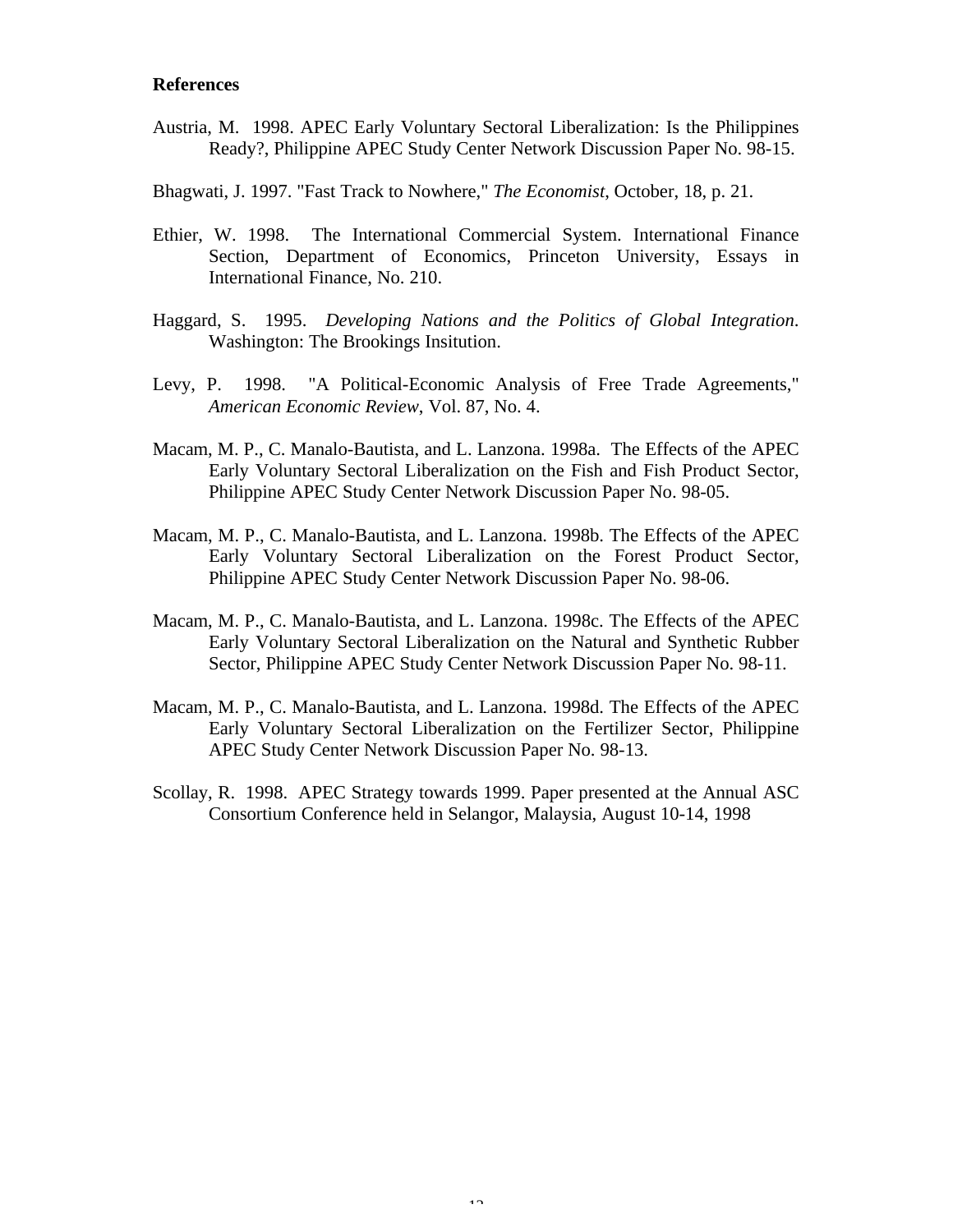**References**

Austria, M. 1998. APEC Early Voluntary Sectoral Liberalization: Is the Philippines Ready?, Philippine APEC Study Center Network Discussion Paper No. 98-15.

Bhagwati, J. 1997. "Fast Track to Nowhere," *The Economist*, October, 18, p. 21.

Ethier, W. 1998. The International Commercial System. International Finance Section, Department of Economics, Princeton University, Essays in International Finance, No. 210.

Haggard, S. 1995. *Developing Nations and the Politics of Global Integration*. Washington: The Brookings Insitution.

Levy, P. 1998. "A Political-Economic Analysis of Free Trade Agreements," *American Economic Review*, Vol. 87, No. 4.

Macam, M. P., C. Manalo-Bautista, and L. Lanzona. 1998a. The Effects of the APEC Early Voluntary Sectoral Liberalization on the Fish and Fish Product Sector, Philippine APEC Study Center Network Discussion Paper No. 98-05.

Macam, M. P., C. Manalo-Bautista, and L. Lanzona. 1998b. The Effects of the APEC Early Voluntary Sectoral Liberalization on the Forest Product Sector, Philippine APEC Study Center Network Discussion Paper No. 98-06.

Macam, M. P., C. Manalo-Bautista, and L. Lanzona. 1998c. The Effects of the APEC Early Voluntary Sectoral Liberalization on the Natural and Synthetic Rubber Sector, Philippine APEC Study Center Network Discussion Paper No. 98-11.

Macam, M. P., C. Manalo-Bautista, and L. Lanzona. 1998d. The Effects of the APEC Early Voluntary Sectoral Liberalization on the Fertilizer Sector, Philippine APEC Study Center Network Discussion Paper No. 98-13.

Scollay, R. 1998. APEC Strategy towards 1999. Paper presented at the Annual ASC Consortium Conference held in Selangor, Malaysia, August 10-14, 1998